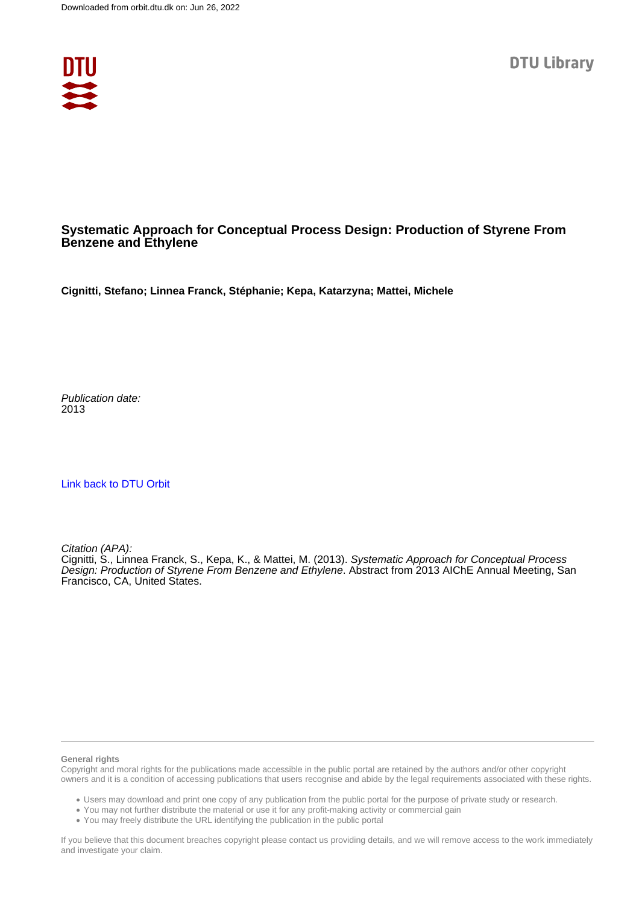# Systematic Approach for Conceptual Process Design: Production of Styrene From Benzene and Ethylene

**Cignitti, Stefano; Linnea Franck, Stéphanie; Kepa, Katarzyna; Mattei, Michele**

*Publication date:*
2013

[Link back to DTU Orbit](#)

*Citation (APA):*
Cignitti, S., Linnea Franck, S., Kepa, K., & Mattei, M. (2013). *Systematic Approach for Conceptual Process Design: Production of Styrene From Benzene and Ethylene*. Abstract from 2013 AIChE Annual Meeting, San Francisco, CA, United States.

**General rights**

Copyright and moral rights for the publications made accessible in the public portal are retained by the authors and/or other copyright owners and it is a condition of accessing publications that users recognise and abide by the legal requirements associated with these rights.

- Users may download and print one copy of any publication from the public portal for the purpose of private study or research.
- You may not further distribute the material or use it for any profit-making activity or commercial gain
- You may freely distribute the URL identifying the publication in the public portal

If you believe that this document breaches copyright please contact us providing details, and we will remove access to the work immediately and investigate your claim.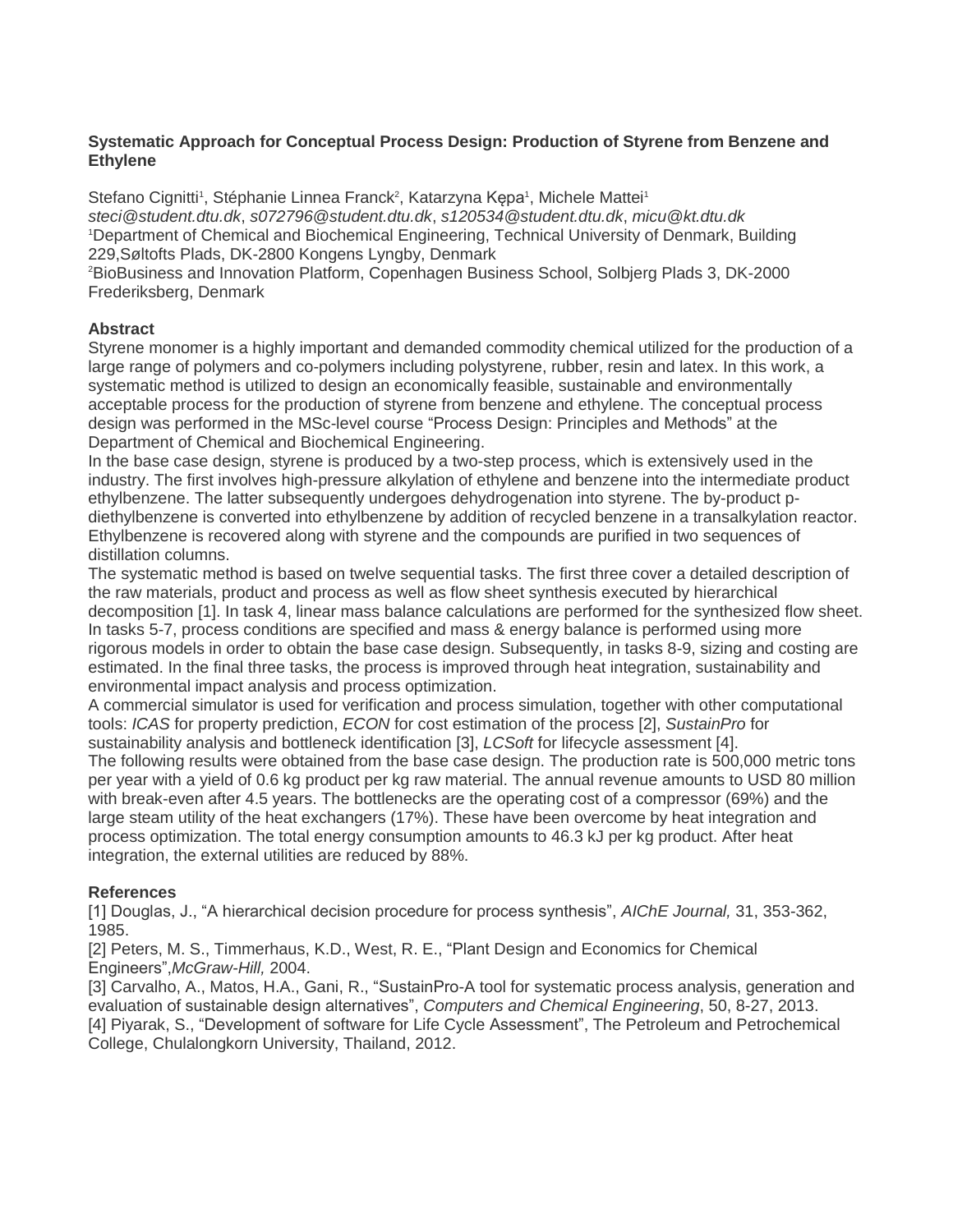**Systematic Approach for Conceptual Process Design: Production of Styrene from Benzene and Ethylene**

Stefano Cignitti[1], Stéphanie Linnea Franck[2], Katarzyna Kępa[1], Michele Mattei[1]
*steci@student.dtu.dk*, *s072796@student.dtu.dk*, *s120534@student.dtu.dk*, *micu@kt.dtu.dk*
[1]Department of Chemical and Biochemical Engineering, Technical University of Denmark, Building 229,Søltofts Plads, DK-2800 Kongens Lyngby, Denmark
[2]BioBusiness and Innovation Platform, Copenhagen Business School, Solbjerg Plads 3, DK-2000 Frederiksberg, Denmark

**Abstract**

Styrene monomer is a highly important and demanded commodity chemical utilized for the production of a large range of polymers and co-polymers including polystyrene, rubber, resin and latex. In this work, a systematic method is utilized to design an economically feasible, sustainable and environmentally acceptable process for the production of styrene from benzene and ethylene. The conceptual process design was performed in the MSc-level course "Process Design: Principles and Methods" at the Department of Chemical and Biochemical Engineering.

In the base case design, styrene is produced by a two-step process, which is extensively used in the industry. The first involves high-pressure alkylation of ethylene and benzene into the intermediate product ethylbenzene. The latter subsequently undergoes dehydrogenation into styrene. The by-product p-diethylbenzene is converted into ethylbenzene by addition of recycled benzene in a transalkylation reactor. Ethylbenzene is recovered along with styrene and the compounds are purified in two sequences of distillation columns.

The systematic method is based on twelve sequential tasks. The first three cover a detailed description of the raw materials, product and process as well as flow sheet synthesis executed by hierarchical decomposition [1]. In task 4, linear mass balance calculations are performed for the synthesized flow sheet. In tasks 5-7, process conditions are specified and mass & energy balance is performed using more rigorous models in order to obtain the base case design. Subsequently, in tasks 8-9, sizing and costing are estimated. In the final three tasks, the process is improved through heat integration, sustainability and environmental impact analysis and process optimization.

A commercial simulator is used for verification and process simulation, together with other computational tools: *ICAS* for property prediction, *ECON* for cost estimation of the process [2], *SustainPro* for sustainability analysis and bottleneck identification [3], *LCSoft* for lifecycle assessment [4].

The following results were obtained from the base case design. The production rate is 500,000 metric tons per year with a yield of 0.6 kg product per kg raw material. The annual revenue amounts to USD 80 million with break-even after 4.5 years. The bottlenecks are the operating cost of a compressor (69%) and the large steam utility of the heat exchangers (17%). These have been overcome by heat integration and process optimization. The total energy consumption amounts to 46.3 kJ per kg product. After heat integration, the external utilities are reduced by 88%.

**References**

[1] Douglas, J., "A hierarchical decision procedure for process synthesis", *AIChE Journal,* 31, 353-362, 1985.
[2] Peters, M. S., Timmerhaus, K.D., West, R. E., "Plant Design and Economics for Chemical Engineers",*McGraw-Hill,* 2004.
[3] Carvalho, A., Matos, H.A., Gani, R., "SustainPro-A tool for systematic process analysis, generation and evaluation of sustainable design alternatives", *Computers and Chemical Engineering*, 50, 8-27, 2013.
[4] Piyarak, S., "Development of software for Life Cycle Assessment", The Petroleum and Petrochemical College, Chulalongkorn University, Thailand, 2012.